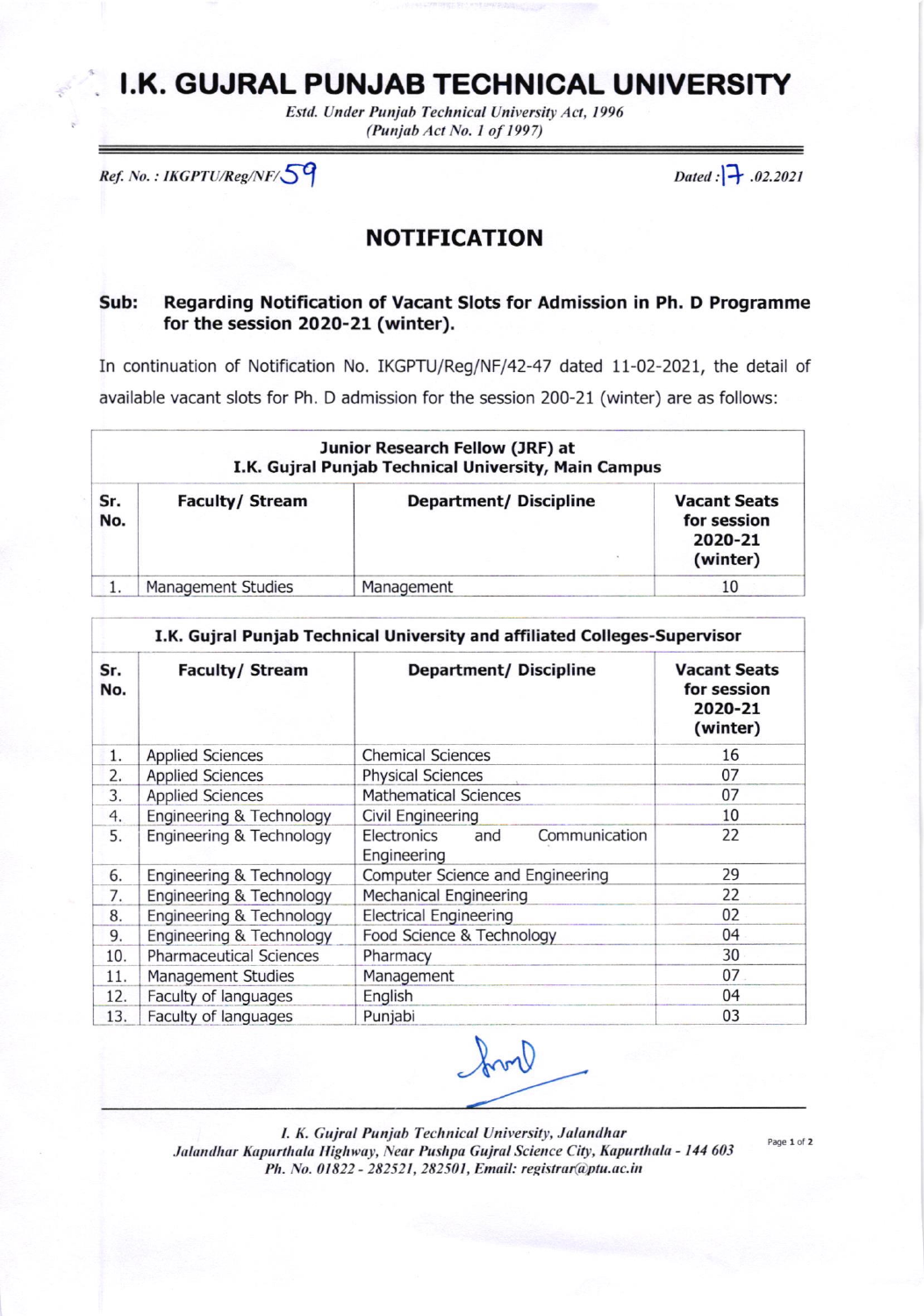# I.K. GUJRAL PUNJAB TECHNICAL UNIVERSITY

*Estd. Under Punjab Technical University Act, 1996*
*(Punjab Act No. 1 of 1997)*

*Ref. No. : IKGPTU/Reg/NF/59*

*Dated : 17 .02.2021*

## NOTIFICATION

**Sub: Regarding Notification of Vacant Slots for Admission in Ph. D Programme for the session 2020-21 (winter).**

In continuation of Notification No. IKGPTU/Reg/NF/42-47 dated 11-02-2021, the detail of available vacant slots for Ph. D admission for the session 200-21 (winter) are as follows:

| Junior Research Fellow (JRF) at I.K. Gujral Punjab Technical University, Main Campus | | | |
|---|---|---|---|
| **Sr. No.** | **Faculty/ Stream** | **Department/ Discipline** | **Vacant Seats for session 2020-21 (winter)** |
| 1. | Management Studies | Management | 10 |

| I.K. Gujral Punjab Technical University and affiliated Colleges-Supervisor | | | |
|---|---|---|---|
| **Sr. No.** | **Faculty/ Stream** | **Department/ Discipline** | **Vacant Seats for session 2020-21 (winter)** |
| 1. | Applied Sciences | Chemical Sciences | 16 |
| 2. | Applied Sciences | Physical Sciences | 07 |
| 3. | Applied Sciences | Mathematical Sciences | 07 |
| 4. | Engineering & Technology | Civil Engineering | 10 |
| 5. | Engineering & Technology | Electronics and Communication Engineering | 22 |
| 6. | Engineering & Technology | Computer Science and Engineering | 29 |
| 7. | Engineering & Technology | Mechanical Engineering | 22 |
| 8. | Engineering & Technology | Electrical Engineering | 02 |
| 9. | Engineering & Technology | Food Science & Technology | 04 |
| 10. | Pharmaceutical Sciences | Pharmacy | 30 |
| 11. | Management Studies | Management | 07 |
| 12. | Faculty of languages | English | 04 |
| 13. | Faculty of languages | Punjabi | 03 |

*I. K. Gujral Punjab Technical University, Jalandhar*
*Jalandhar Kapurthala Highway, Near Pushpa Gujral Science City, Kapurthala - 144 603*
*Ph. No. 01822 - 282521, 282501, Email: registrar@ptu.ac.in*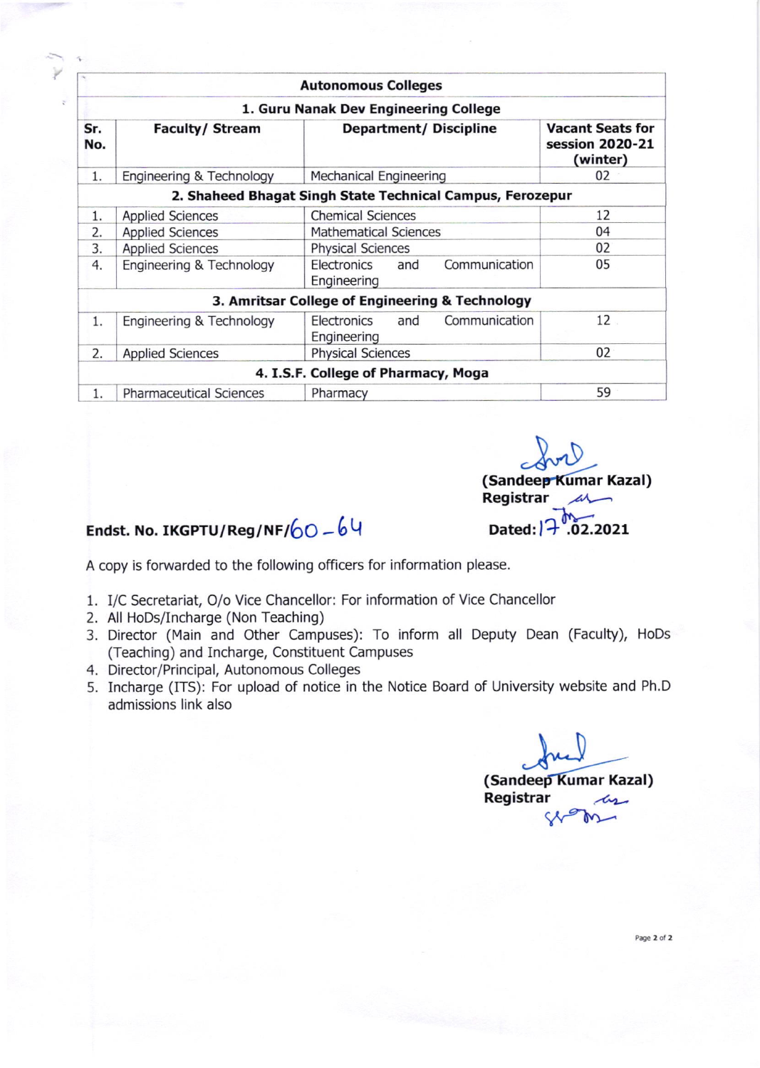| Autonomous Colleges | | | |
|---|---|---|---|
| **1. Guru Nanak Dev Engineering College** | | | |
| **Sr. No.** | **Faculty/ Stream** | **Department/ Discipline** | **Vacant Seats for session 2020-21 (winter)** |
| 1. | Engineering & Technology | Mechanical Engineering | 02 |
| **2. Shaheed Bhagat Singh State Technical Campus, Ferozepur** | | | |
| 1. | Applied Sciences | Chemical Sciences | 12 |
| 2. | Applied Sciences | Mathematical Sciences | 04 |
| 3. | Applied Sciences | Physical Sciences | 02 |
| 4. | Engineering & Technology | Electronics and Communication Engineering | 05 |
| **3. Amritsar College of Engineering & Technology** | | | |
| 1. | Engineering & Technology | Electronics and Communication Engineering | 12 |
| 2. | Applied Sciences | Physical Sciences | 02 |
| **4. I.S.F. College of Pharmacy, Moga** | | | |
| 1. | Pharmaceutical Sciences | Pharmacy | 59 |

**(Sandeep Kumar Kazal)**
**Registrar**

**Endst. No. IKGPTU/Reg/NF/60-64** **Dated: 17.02.2021**

A copy is forwarded to the following officers for information please.

1. I/C Secretariat, O/o Vice Chancellor: For information of Vice Chancellor
2. All HoDs/Incharge (Non Teaching)
3. Director (Main and Other Campuses): To inform all Deputy Dean (Faculty), HoDs (Teaching) and Incharge, Constituent Campuses
4. Director/Principal, Autonomous Colleges
5. Incharge (ITS): For upload of notice in the Notice Board of University website and Ph.D admissions link also

**(Sandeep Kumar Kazal)**
**Registrar**